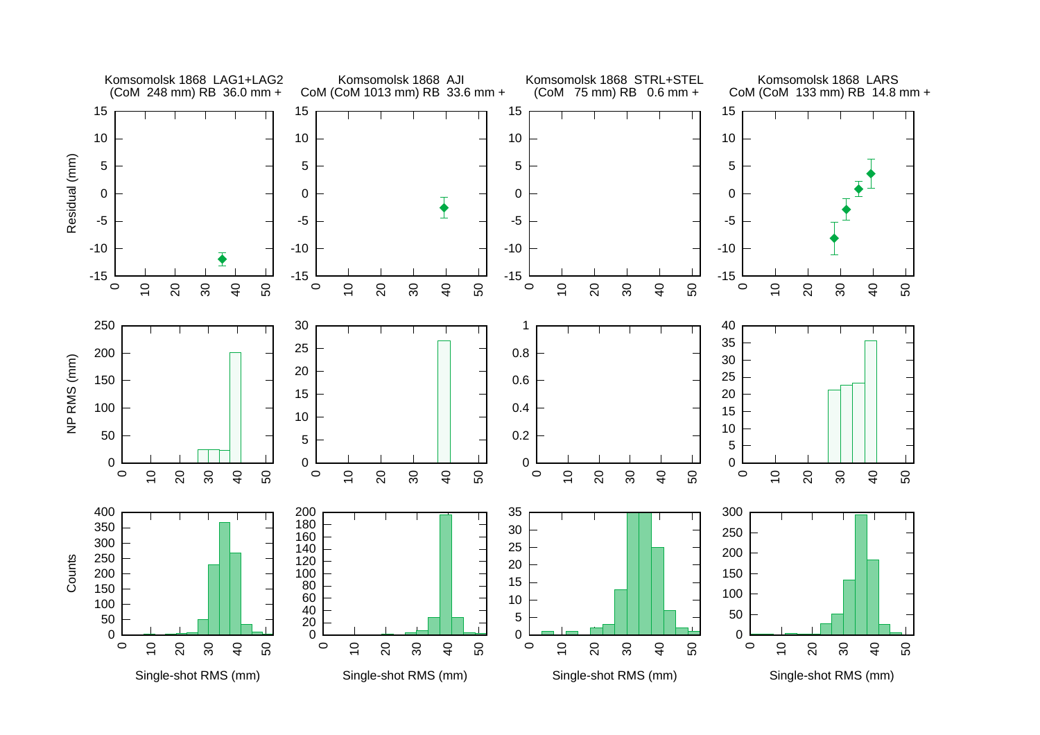Komsomolsk 1868 LAG1+LAG2
(CoM 248 mm) RB 36.0 mm +

Komsomolsk 1868 AJI
CoM (CoM 1013 mm) RB 33.6 mm +

Komsomolsk 1868 STRL+STEL
(CoM 75 mm) RB 0.6 mm +

Komsomolsk 1868 LARS
CoM (CoM 133 mm) RB 14.8 mm +

Residual (mm)

NP RMS (mm)

Counts

Single-shot RMS (mm)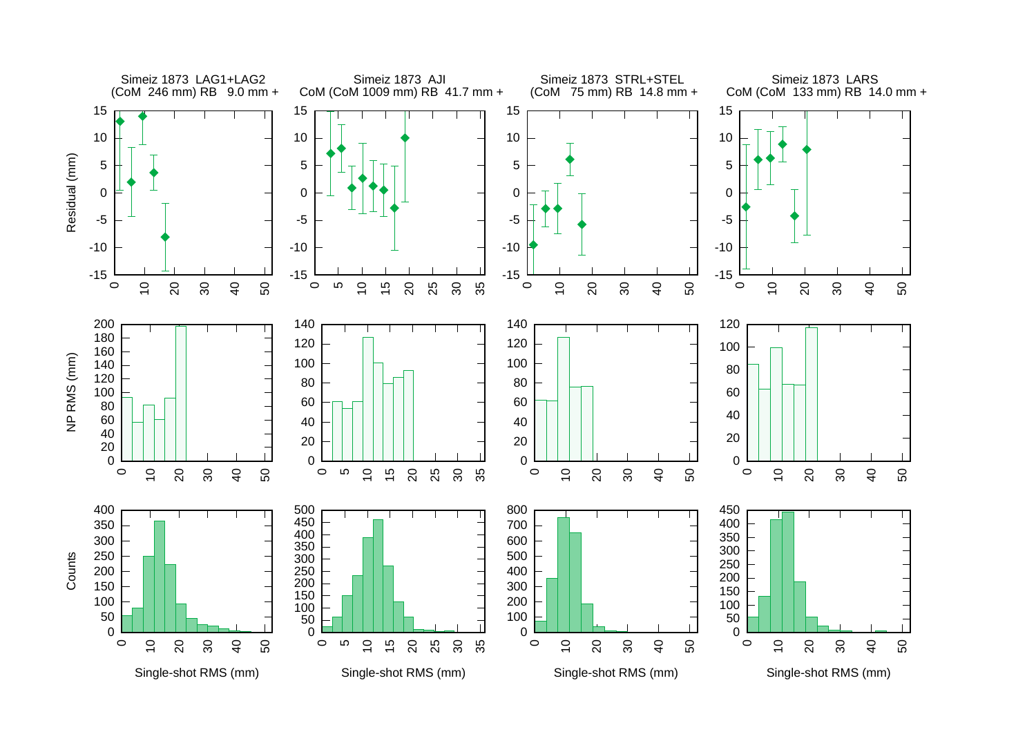Simeiz 1873 LAG1+LAG2
(CoM 246 mm) RB 9.0 mm +

Simeiz 1873 AJI
CoM (CoM 1009 mm) RB 41.7 mm +

Simeiz 1873 STRL+STEL
(CoM 75 mm) RB 14.8 mm +

Simeiz 1873 LARS
CoM (CoM 133 mm) RB 14.0 mm +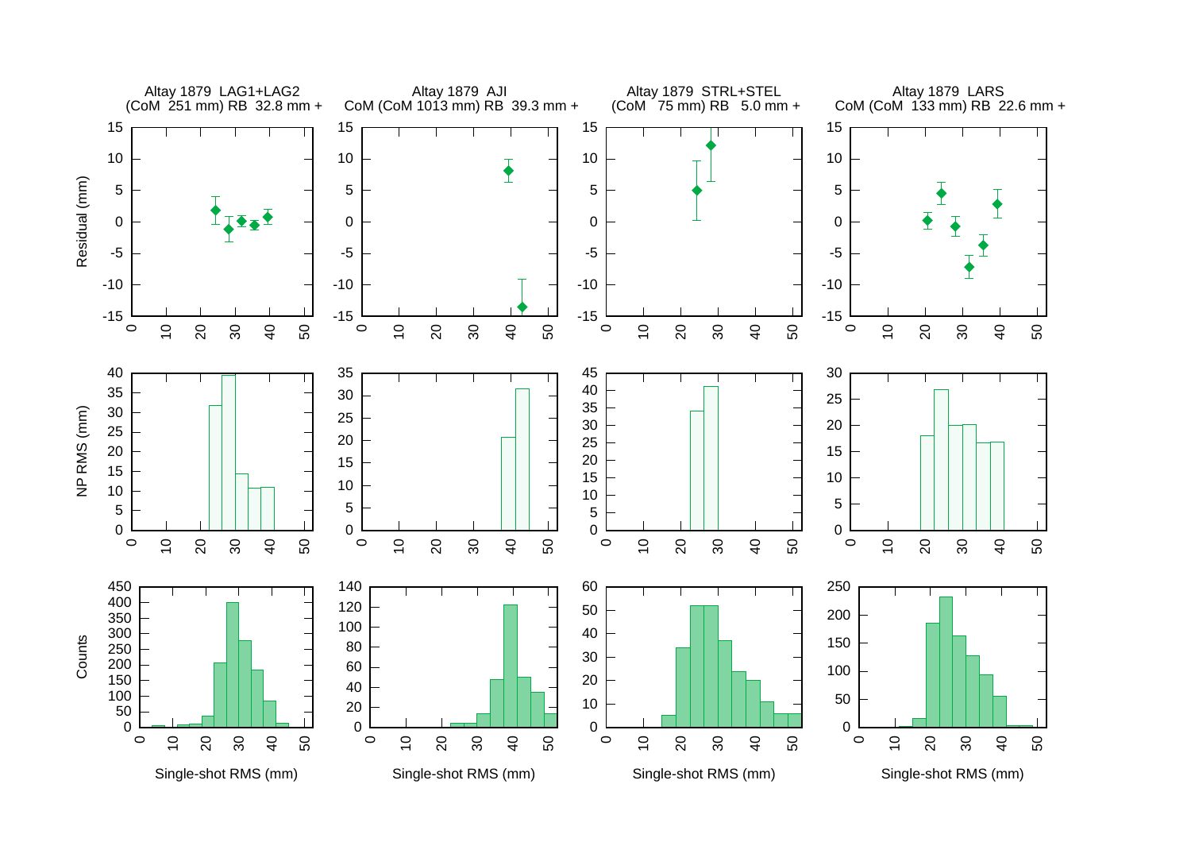Altay 1879 LAG1+LAG2
(CoM 251 mm) RB 32.8 mm +

Altay 1879 AJI
CoM (CoM 1013 mm) RB 39.3 mm +

Altay 1879 STRL+STEL
(CoM 75 mm) RB 5.0 mm +

Altay 1879 LARS
CoM (CoM 133 mm) RB 22.6 mm +

Residual (mm)

NP RMS (mm)

Counts

Single-shot RMS (mm)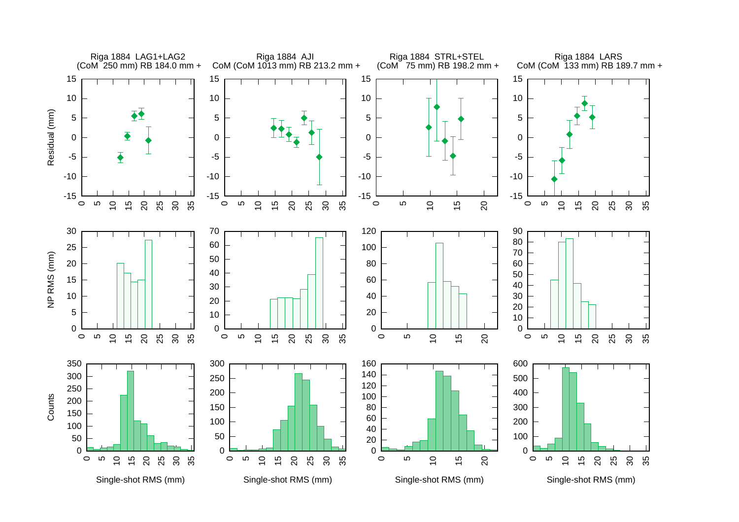Riga 1884 LAG1+LAG2
(CoM 250 mm) RB 184.0 mm +

Riga 1884 AJI
CoM (CoM 1013 mm) RB 213.2 mm +

Riga 1884 STRL+STEL
(CoM 75 mm) RB 198.2 mm +

Riga 1884 LARS
CoM (CoM 133 mm) RB 189.7 mm +

Residual (mm)

NP RMS (mm)

Counts

Single-shot RMS (mm)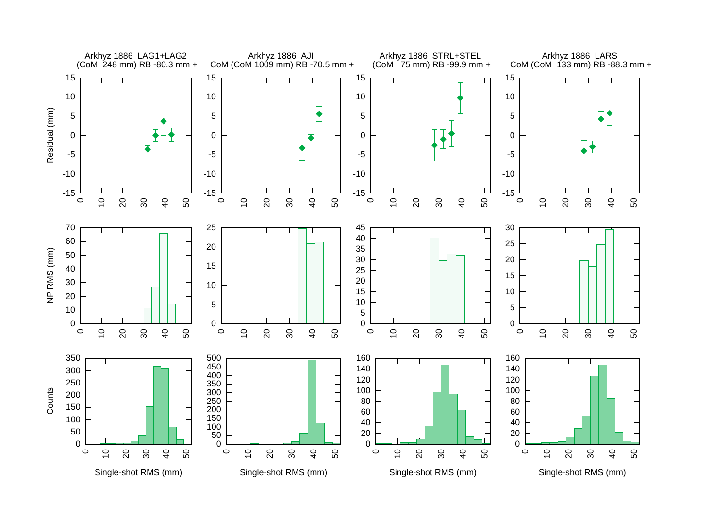Arkhyz 1886 LAG1+LAG2
(CoM 248 mm) RB -80.3 mm +

Arkhyz 1886 AJI
CoM (CoM 1009 mm) RB -70.5 mm +

Arkhyz 1886 STRL+STEL
(CoM 75 mm) RB -99.9 mm +

Arkhyz 1886 LARS
CoM (CoM 133 mm) RB -88.3 mm +

Residual (mm)

NP RMS (mm)

Counts

Single-shot RMS (mm)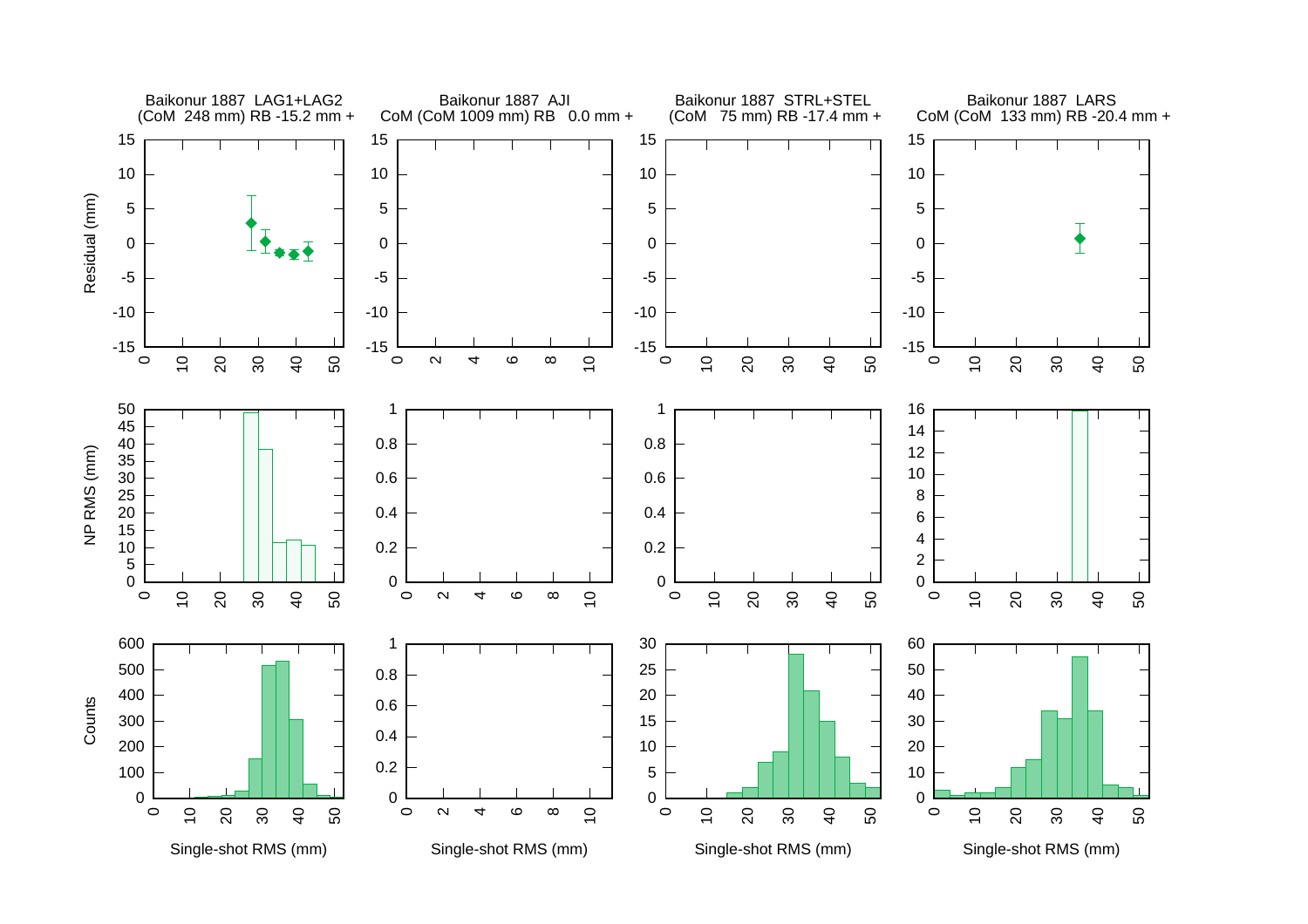Baikonur 1887 LAG1+LAG2
(CoM 248 mm) RB -15.2 mm +

Baikonur 1887 AJI
CoM (CoM 1009 mm) RB 0.0 mm +

Baikonur 1887 STRL+STEL
(CoM 75 mm) RB -17.4 mm +

Baikonur 1887 LARS
CoM (CoM 133 mm) RB -20.4 mm +

Residual (mm)

NP RMS (mm)

Counts

Single-shot RMS (mm)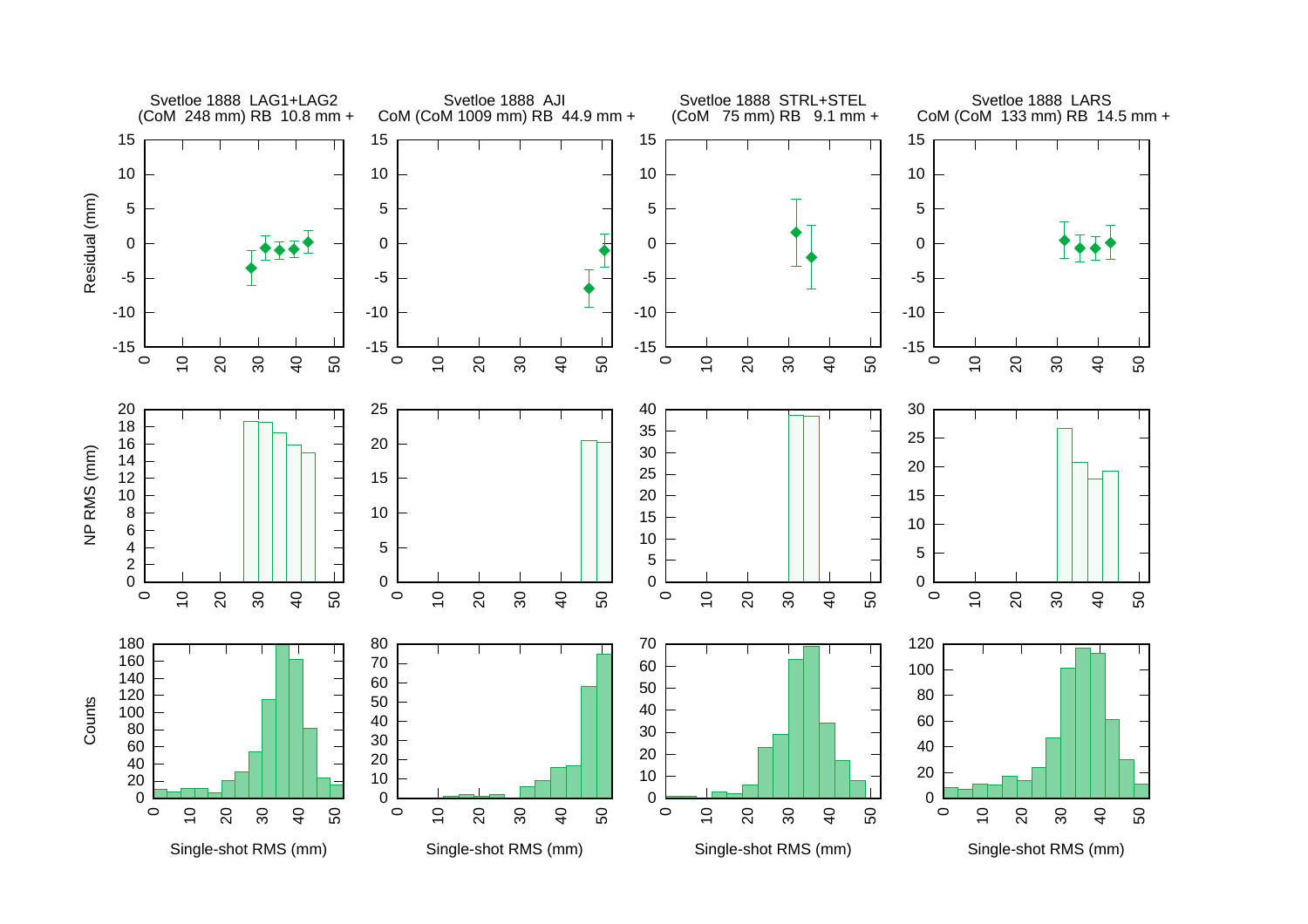Svetloe 1888 LAG1+LAG2
(CoM 248 mm) RB 10.8 mm +

Svetloe 1888 AJI
CoM (CoM 1009 mm) RB 44.9 mm +

Svetloe 1888 STRL+STEL
(CoM 75 mm) RB 9.1 mm +

Svetloe 1888 LARS
CoM (CoM 133 mm) RB 14.5 mm +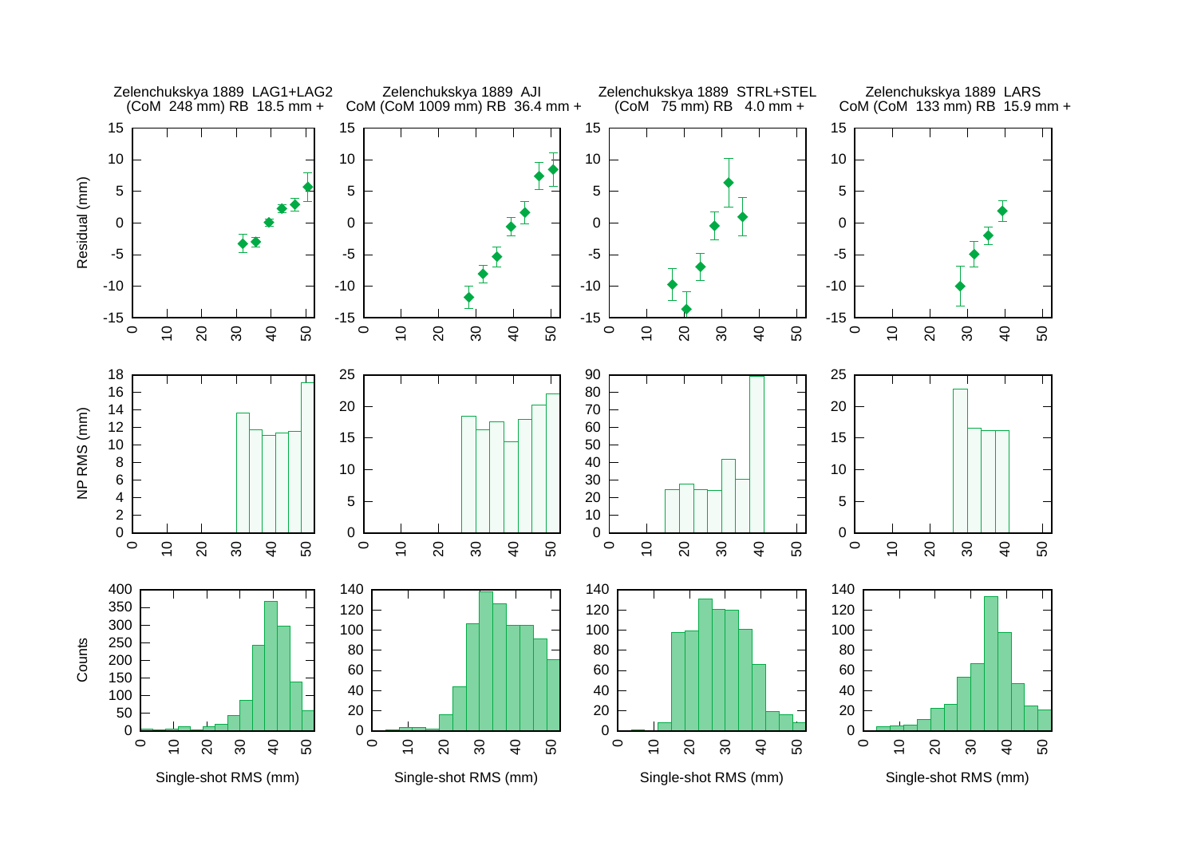Zelenchukskya 1889 LAG1+LAG2
(CoM 248 mm) RB 18.5 mm +

Zelenchukskya 1889 AJI
CoM (CoM 1009 mm) RB 36.4 mm +

Zelenchukskya 1889 STRL+STEL
(CoM 75 mm) RB 4.0 mm +

Zelenchukskya 1889 LARS
CoM (CoM 133 mm) RB 15.9 mm +

Residual (mm)

NP RMS (mm)

Counts

Single-shot RMS (mm)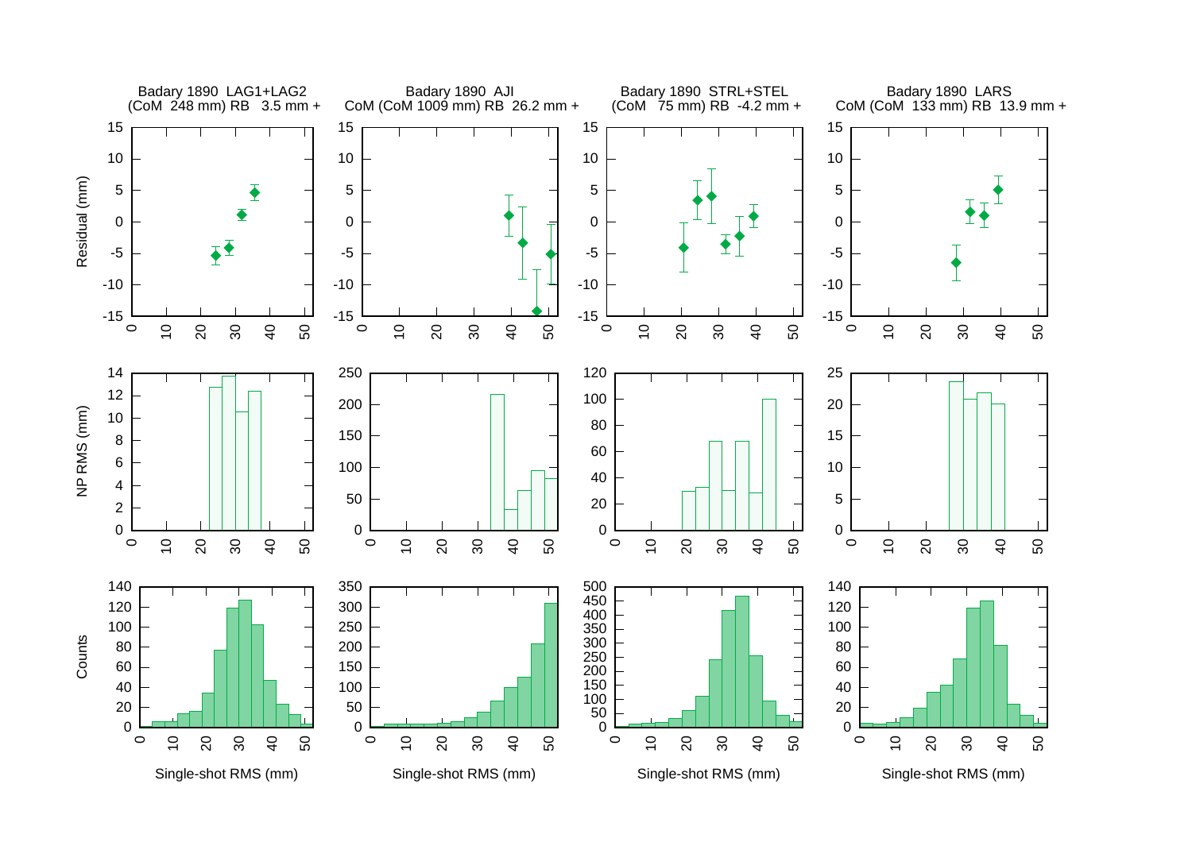Badary 1890 LAG1+LAG2
(CoM 248 mm) RB 3.5 mm +

Badary 1890 AJI
CoM (CoM 1009 mm) RB 26.2 mm +

Badary 1890 STRL+STEL
(CoM 75 mm) RB -4.2 mm +

Badary 1890 LARS
CoM (CoM 133 mm) RB 13.9 mm +

Residual (mm)

NP RMS (mm)

Counts

Single-shot RMS (mm)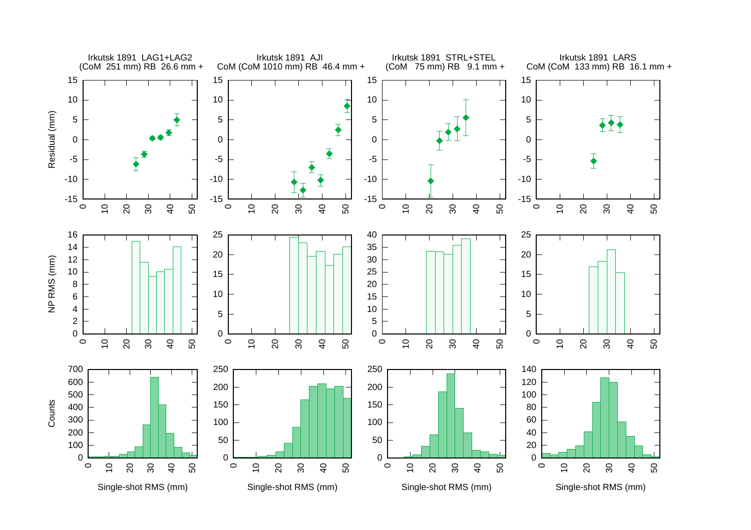Irkutsk 1891 LAG1+LAG2
(CoM 251 mm) RB 26.6 mm +

Irkutsk 1891 AJI
CoM (CoM 1010 mm) RB 46.4 mm +

Irkutsk 1891 STRL+STEL
(CoM 75 mm) RB 9.1 mm +

Irkutsk 1891 LARS
CoM (CoM 133 mm) RB 16.1 mm +

Residual (mm)

NP RMS (mm)

Counts

Single-shot RMS (mm)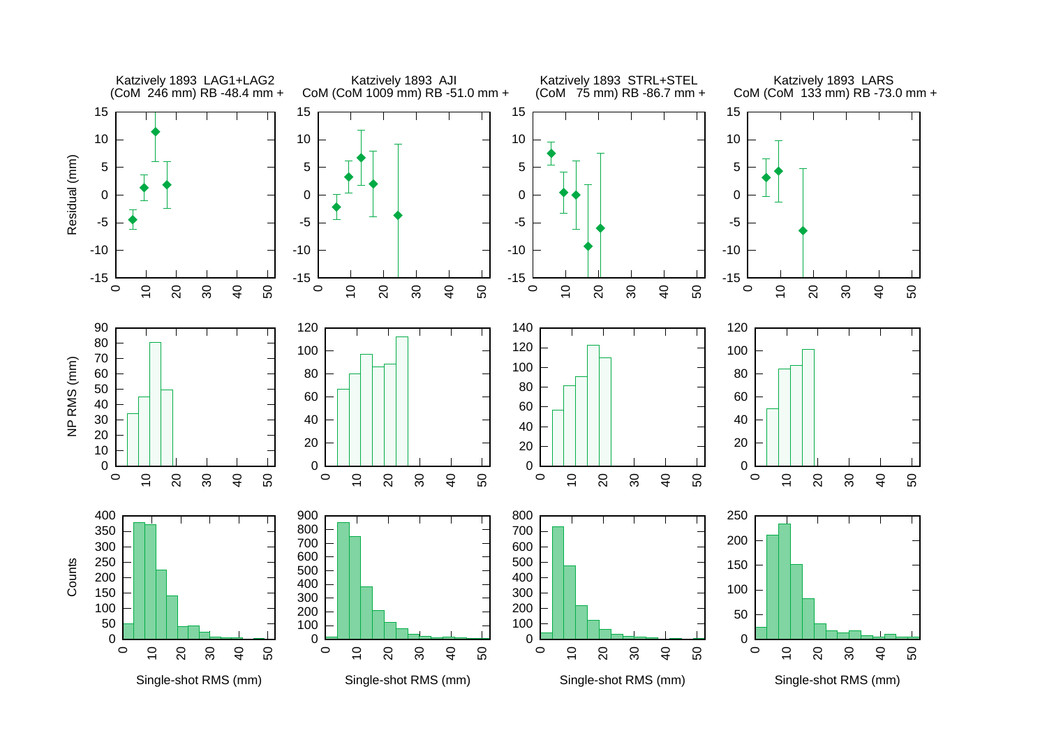Katzively 1893 LAG1+LAG2
(CoM 246 mm) RB -48.4 mm +

Katzively 1893 AJI
CoM (CoM 1009 mm) RB -51.0 mm +

Katzively 1893 STRL+STEL
(CoM 75 mm) RB -86.7 mm +

Katzively 1893 LARS
CoM (CoM 133 mm) RB -73.0 mm +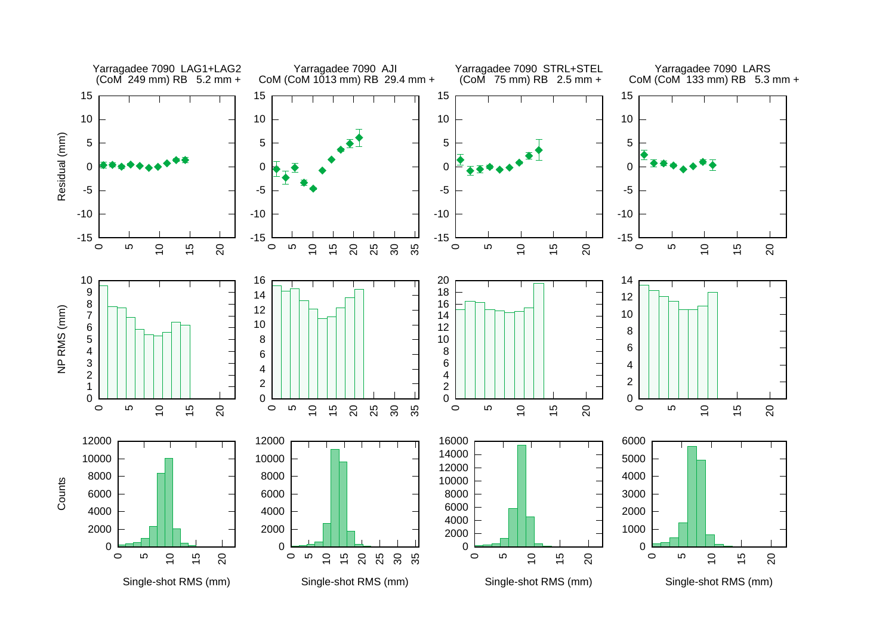Yarragadee 7090 LAG1+LAG2
(CoM 249 mm) RB 5.2 mm +

Yarragadee 7090 AJI
CoM (CoM 1013 mm) RB 29.4 mm +

Yarragadee 7090 STRL+STEL
(CoM 75 mm) RB 2.5 mm +

Yarragadee 7090 LARS
CoM (CoM 133 mm) RB 5.3 mm +

Residual (mm)

NP RMS (mm)

Counts

Single-shot RMS (mm)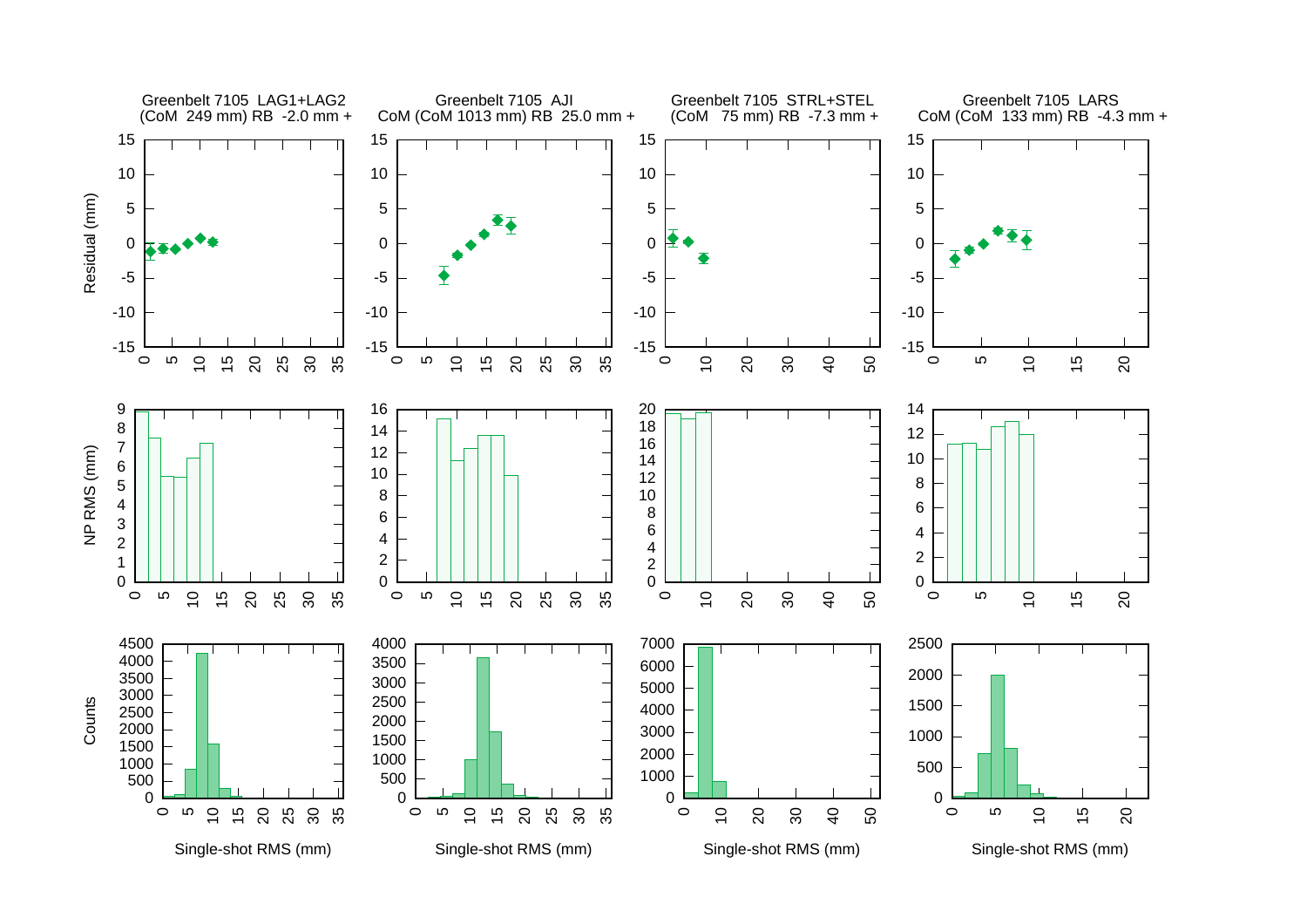Greenbelt 7105 LAG1+LAG2
(CoM 249 mm) RB -2.0 mm +

Greenbelt 7105 AJI
CoM (CoM 1013 mm) RB 25.0 mm +

Greenbelt 7105 STRL+STEL
(CoM 75 mm) RB -7.3 mm +

Greenbelt 7105 LARS
CoM (CoM 133 mm) RB -4.3 mm +

Residual (mm)

NP RMS (mm)

Counts

Single-shot RMS (mm)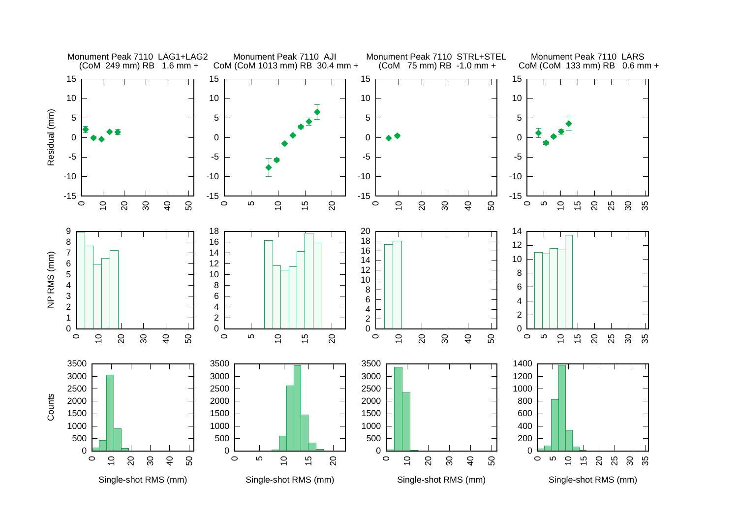Monument Peak 7110 LAG1+LAG2
(CoM 249 mm) RB 1.6 mm +

Monument Peak 7110 AJI
CoM (CoM 1013 mm) RB 30.4 mm +

Monument Peak 7110 STRL+STEL
(CoM 75 mm) RB -1.0 mm +

Monument Peak 7110 LARS
CoM (CoM 133 mm) RB 0.6 mm +

Residual (mm)

NP RMS (mm)

Counts

Single-shot RMS (mm)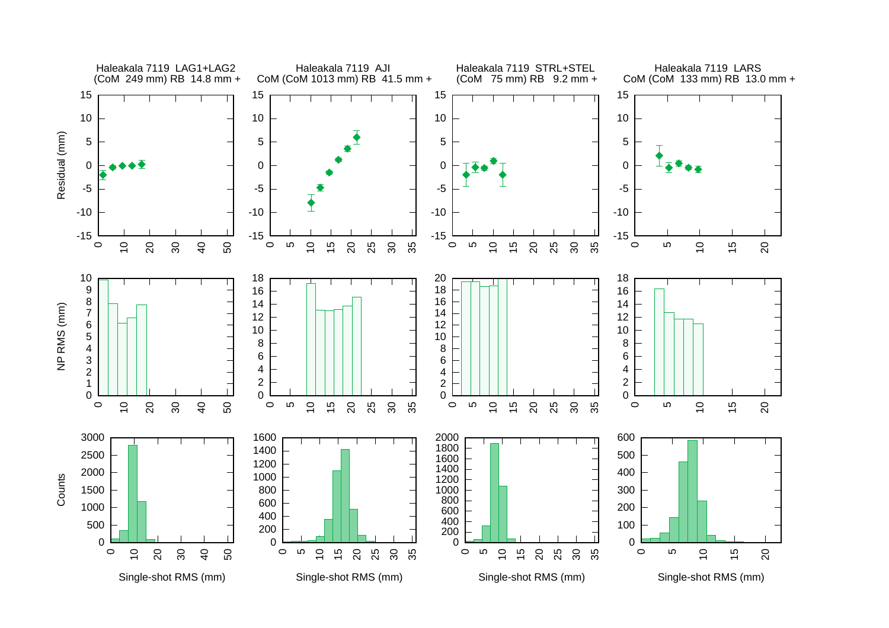Haleakala 7119 LAG1+LAG2
(CoM 249 mm) RB 14.8 mm +

Haleakala 7119 AJI
CoM (CoM 1013 mm) RB 41.5 mm +

Haleakala 7119 STRL+STEL
(CoM 75 mm) RB 9.2 mm +

Haleakala 7119 LARS
CoM (CoM 133 mm) RB 13.0 mm +

Residual (mm)

NP RMS (mm)

Counts

Single-shot RMS (mm)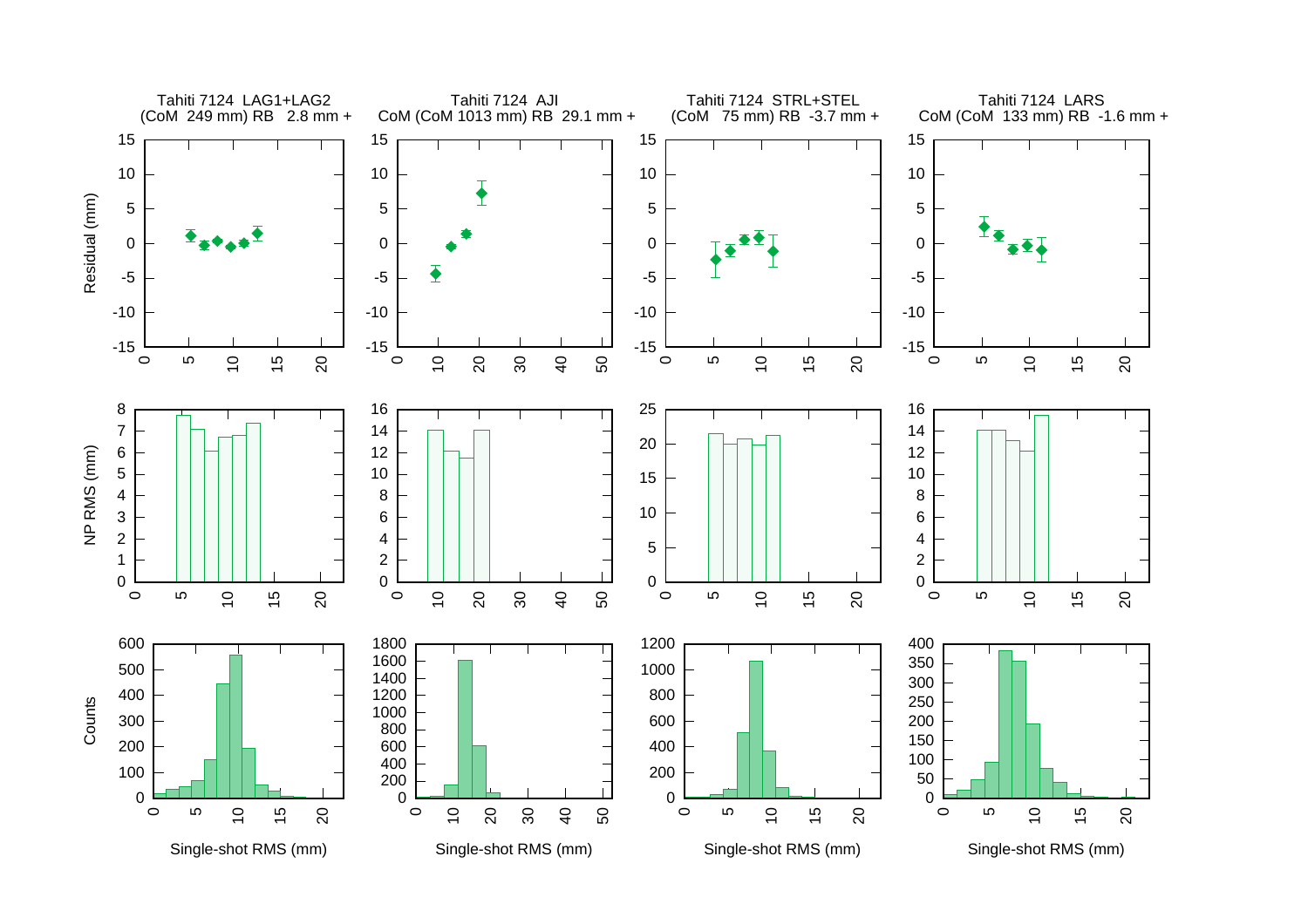Tahiti 7124 LAG1+LAG2
(CoM 249 mm) RB 2.8 mm +

Tahiti 7124 AJI
CoM (CoM 1013 mm) RB 29.1 mm +

Tahiti 7124 STRL+STEL
(CoM 75 mm) RB -3.7 mm +

Tahiti 7124 LARS
CoM (CoM 133 mm) RB -1.6 mm +

Residual (mm)

NP RMS (mm)

Counts

Single-shot RMS (mm)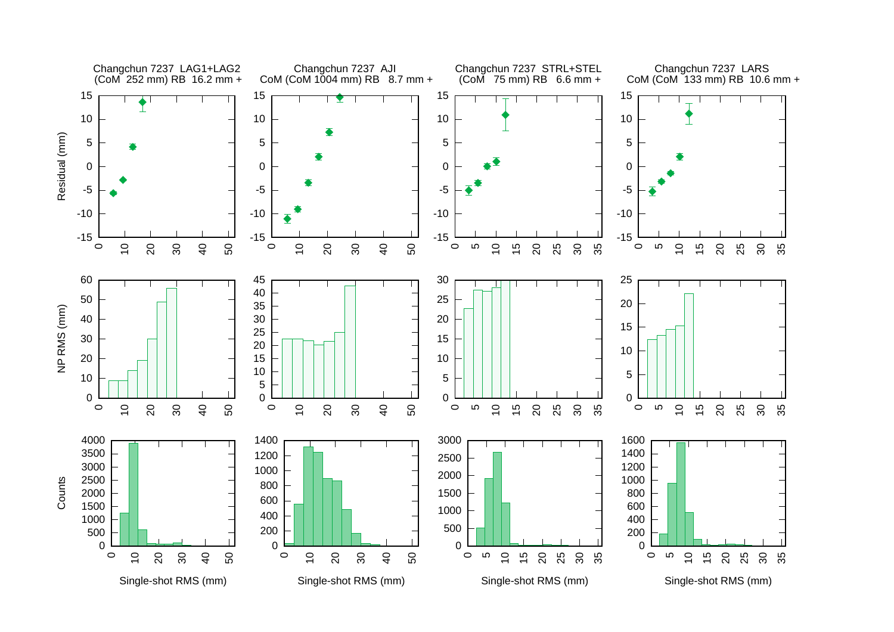Changchun 7237 LAG1+LAG2
(CoM 252 mm) RB 16.2 mm +

Changchun 7237 AJI
CoM (CoM 1004 mm) RB 8.7 mm +

Changchun 7237 STRL+STEL
(CoM 75 mm) RB 6.6 mm +

Changchun 7237 LARS
CoM (CoM 133 mm) RB 10.6 mm +

Residual (mm)

NP RMS (mm)

Counts

Single-shot RMS (mm)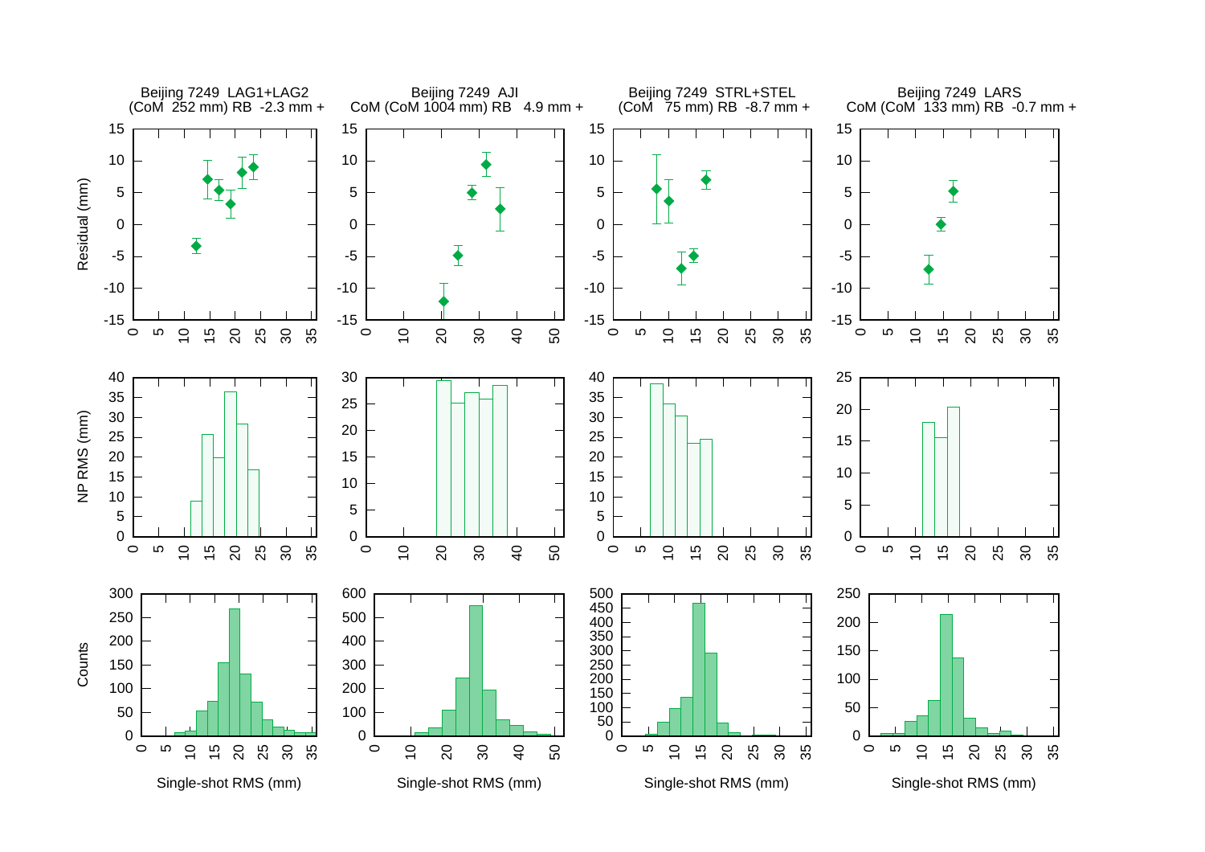Beijing 7249 LAG1+LAG2
(CoM 252 mm) RB -2.3 mm +

Beijing 7249 AJI
CoM (CoM 1004 mm) RB 4.9 mm +

Beijing 7249 STRL+STEL
(CoM 75 mm) RB -8.7 mm +

Beijing 7249 LARS
CoM (CoM 133 mm) RB -0.7 mm +

Residual (mm)

NP RMS (mm)

Counts

Single-shot RMS (mm)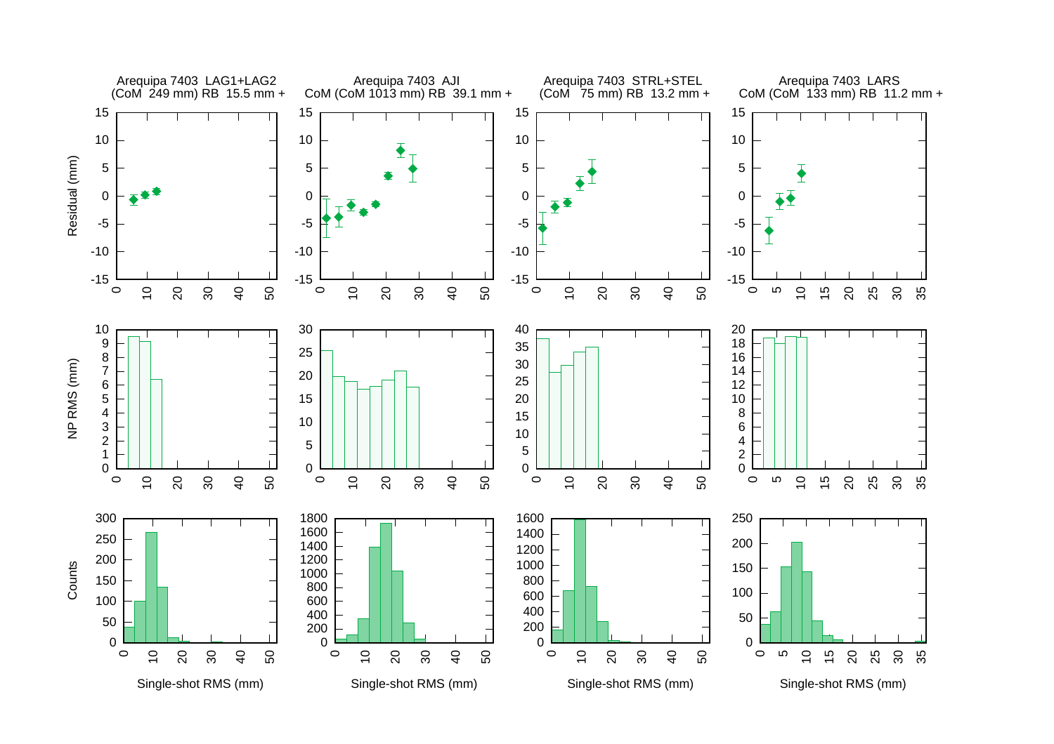Arequipa 7403 LAG1+LAG2
(CoM 249 mm) RB 15.5 mm +

Arequipa 7403 AJI
CoM (CoM 1013 mm) RB 39.1 mm +

Arequipa 7403 STRL+STEL
(CoM 75 mm) RB 13.2 mm +

Arequipa 7403 LARS
CoM (CoM 133 mm) RB 11.2 mm +

Residual (mm)

NP RMS (mm)

Counts

Single-shot RMS (mm)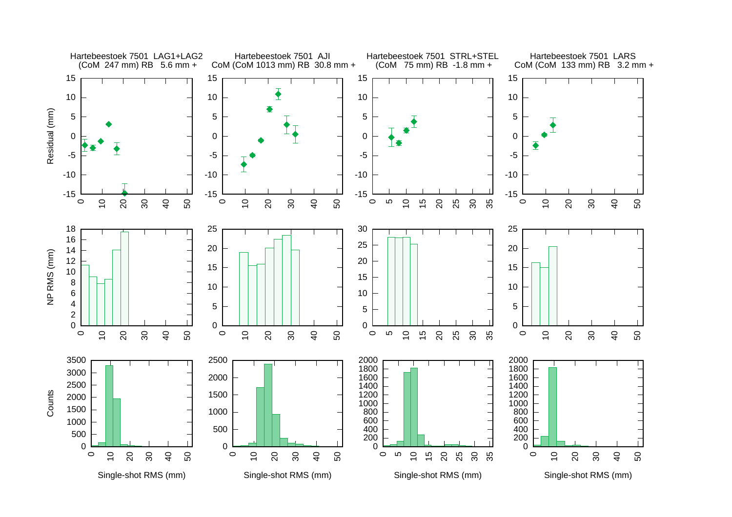Hartebeestoek 7501 LAG1+LAG2
(CoM 247 mm) RB 5.6 mm +

Hartebeestoek 7501 AJI
CoM (CoM 1013 mm) RB 30.8 mm +

Hartebeestoek 7501 STRL+STEL
(CoM 75 mm) RB -1.8 mm +

Hartebeestoek 7501 LARS
CoM (CoM 133 mm) RB 3.2 mm +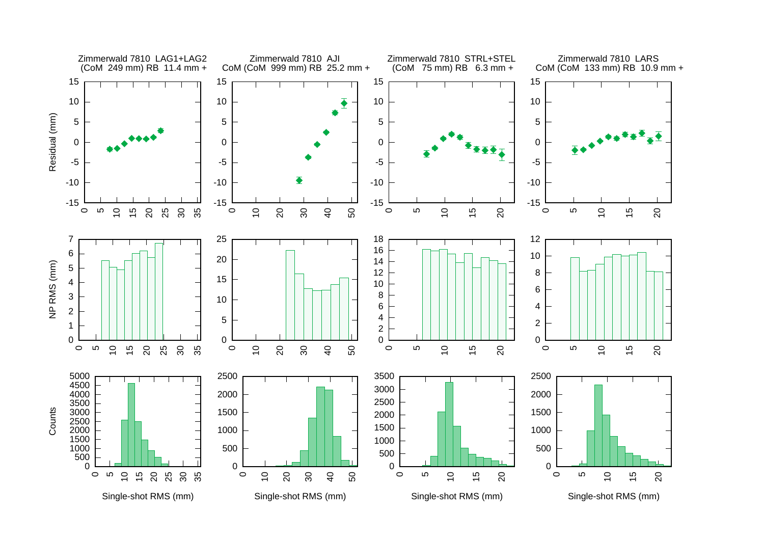Zimmerwald 7810 LAG1+LAG2
(CoM 249 mm) RB 11.4 mm +

Zimmerwald 7810 AJI
CoM (CoM 999 mm) RB 25.2 mm +

Zimmerwald 7810 STRL+STEL
(CoM 75 mm) RB 6.3 mm +

Zimmerwald 7810 LARS
CoM (CoM 133 mm) RB 10.9 mm +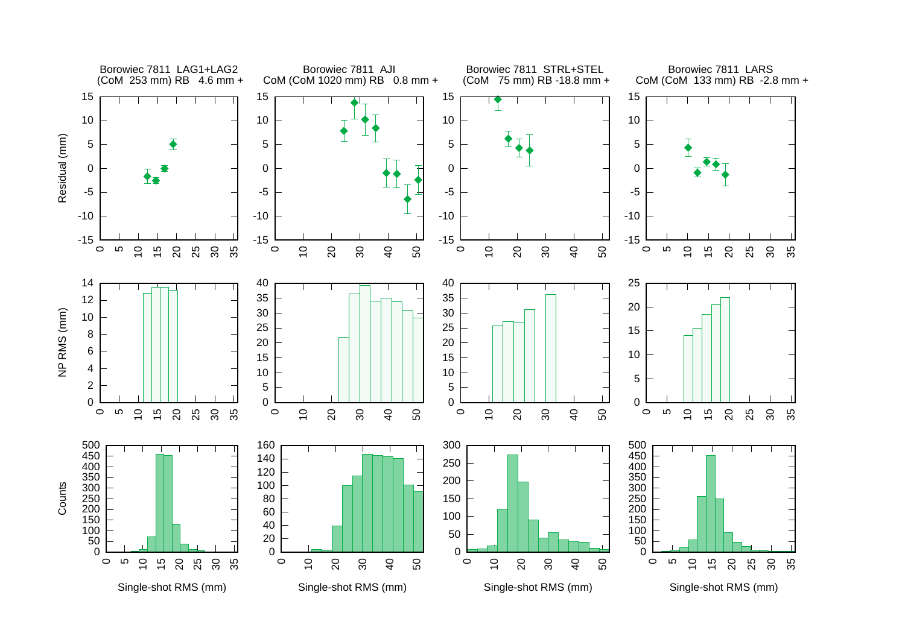Borowiec 7811 LAG1+LAG2
(CoM 253 mm) RB 4.6 mm +

Borowiec 7811 AJI
CoM (CoM 1020 mm) RB 0.8 mm +

Borowiec 7811 STRL+STEL
(CoM 75 mm) RB -18.8 mm +

Borowiec 7811 LARS
CoM (CoM 133 mm) RB -2.8 mm +

Residual (mm)

NP RMS (mm)

Counts

Single-shot RMS (mm)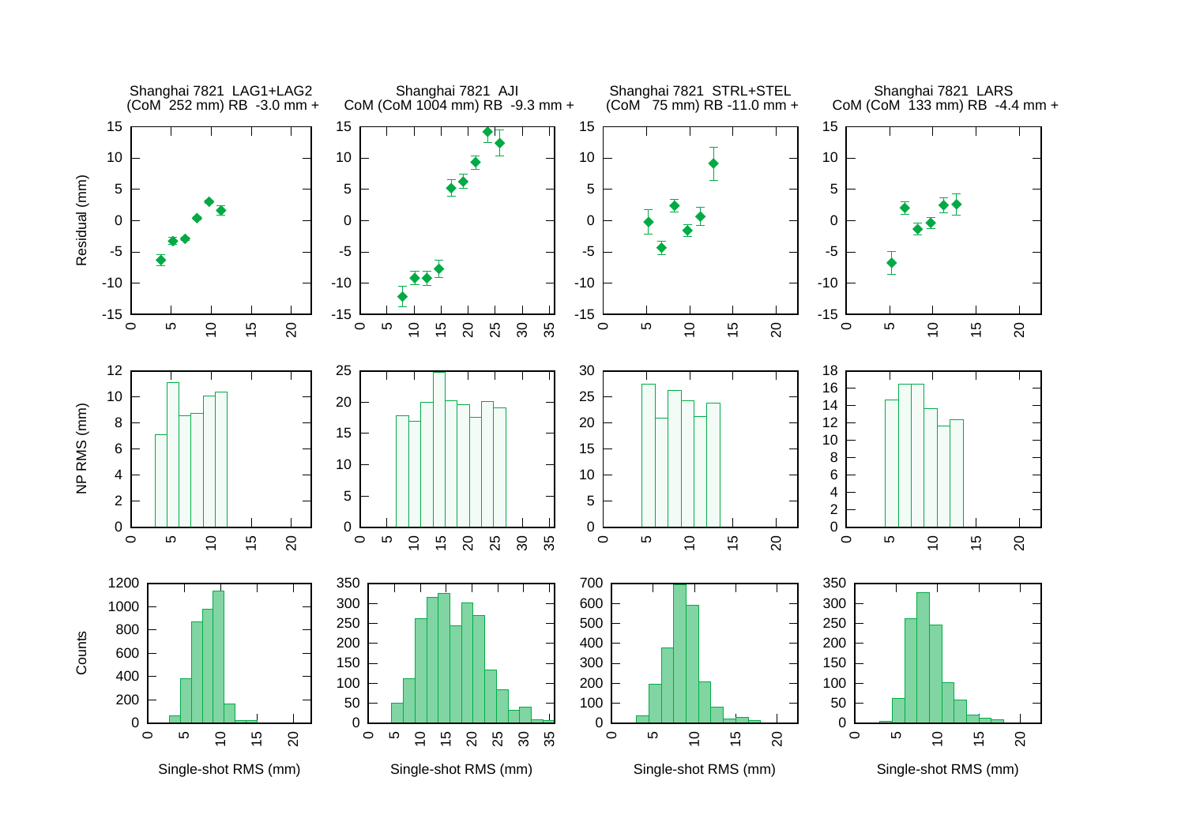Shanghai 7821 LAG1+LAG2
(CoM 252 mm) RB -3.0 mm +

Shanghai 7821 AJI
CoM (CoM 1004 mm) RB -9.3 mm +

Shanghai 7821 STRL+STEL
(CoM 75 mm) RB -11.0 mm +

Shanghai 7821 LARS
CoM (CoM 133 mm) RB -4.4 mm +

Residual (mm)

NP RMS (mm)

Counts

Single-shot RMS (mm)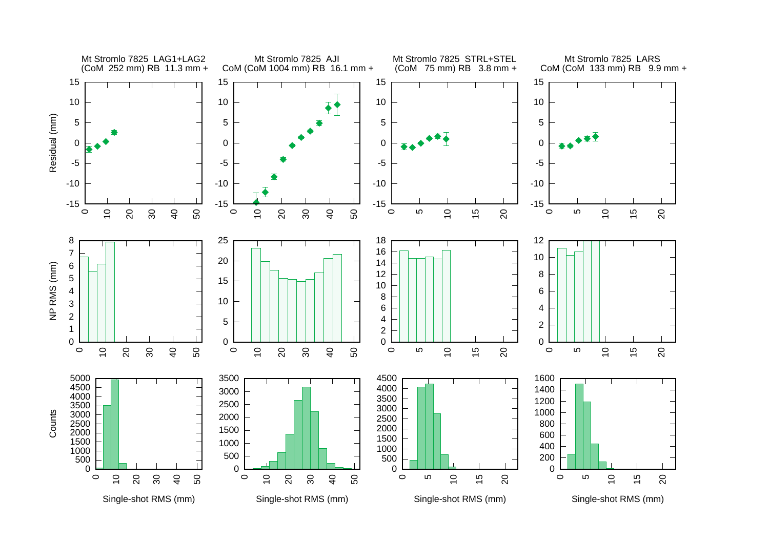Mt Stromlo 7825 LAG1+LAG2
(CoM 252 mm) RB 11.3 mm +

Mt Stromlo 7825 AJI
CoM (CoM 1004 mm) RB 16.1 mm +

Mt Stromlo 7825 STRL+STEL
(CoM 75 mm) RB 3.8 mm +

Mt Stromlo 7825 LARS
CoM (CoM 133 mm) RB 9.9 mm +

Residual (mm)

NP RMS (mm)

Counts

Single-shot RMS (mm)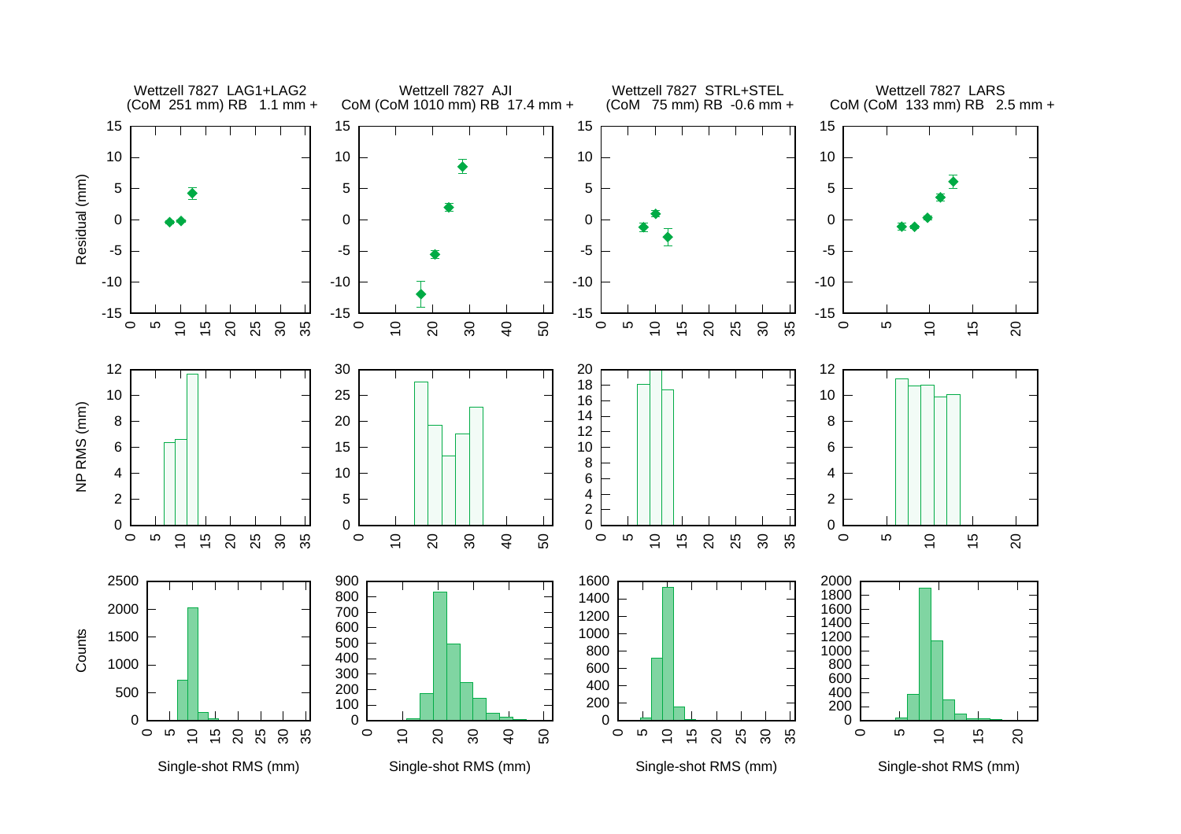Wettzell 7827 LAG1+LAG2
(CoM 251 mm) RB 1.1 mm +

Wettzell 7827 AJI
CoM (CoM 1010 mm) RB 17.4 mm +

Wettzell 7827 STRL+STEL
(CoM 75 mm) RB -0.6 mm +

Wettzell 7827 LARS
CoM (CoM 133 mm) RB 2.5 mm +

Residual (mm)

NP RMS (mm)

Counts

Single-shot RMS (mm)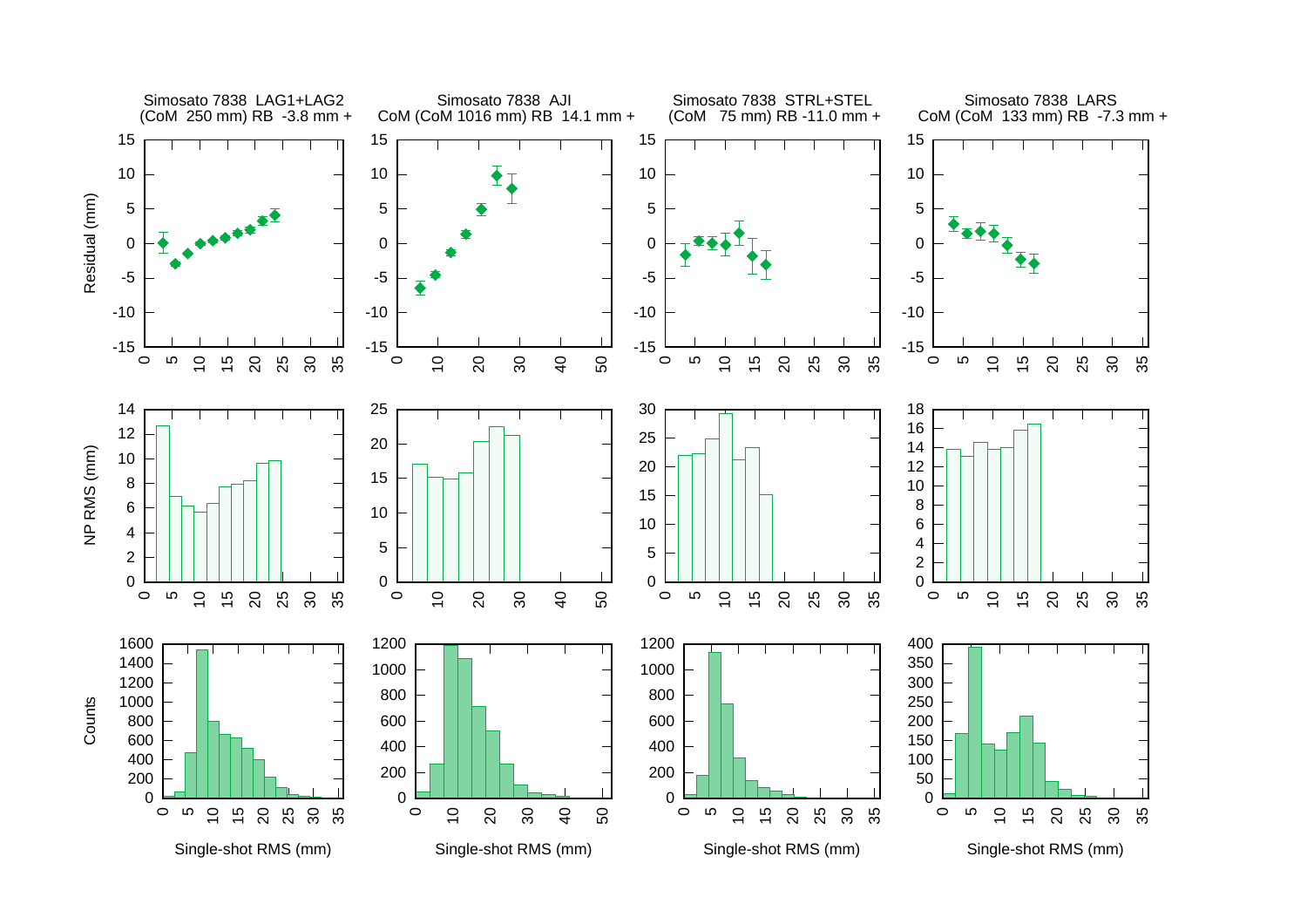Simosato 7838 LAG1+LAG2
(CoM 250 mm) RB -3.8 mm +

Simosato 7838 AJI
CoM (CoM 1016 mm) RB 14.1 mm +

Simosato 7838 STRL+STEL
(CoM 75 mm) RB -11.0 mm +

Simosato 7838 LARS
CoM (CoM 133 mm) RB -7.3 mm +

Residual (mm)

NP RMS (mm)

Counts

Single-shot RMS (mm)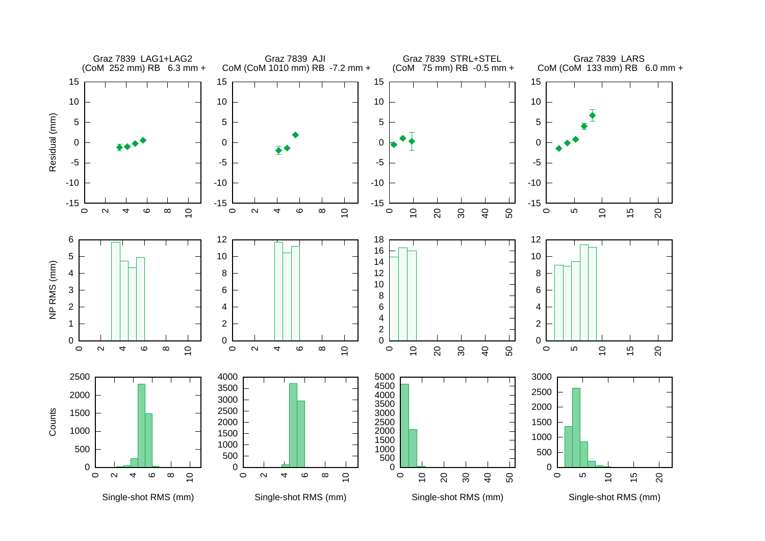Graz 7839 LAG1+LAG2
(CoM 252 mm) RB 6.3 mm +

Graz 7839 AJI
CoM (CoM 1010 mm) RB -7.2 mm +

Graz 7839 STRL+STEL
(CoM 75 mm) RB -0.5 mm +

Graz 7839 LARS
CoM (CoM 133 mm) RB 6.0 mm +

Residual (mm)

NP RMS (mm)

Counts

Single-shot RMS (mm)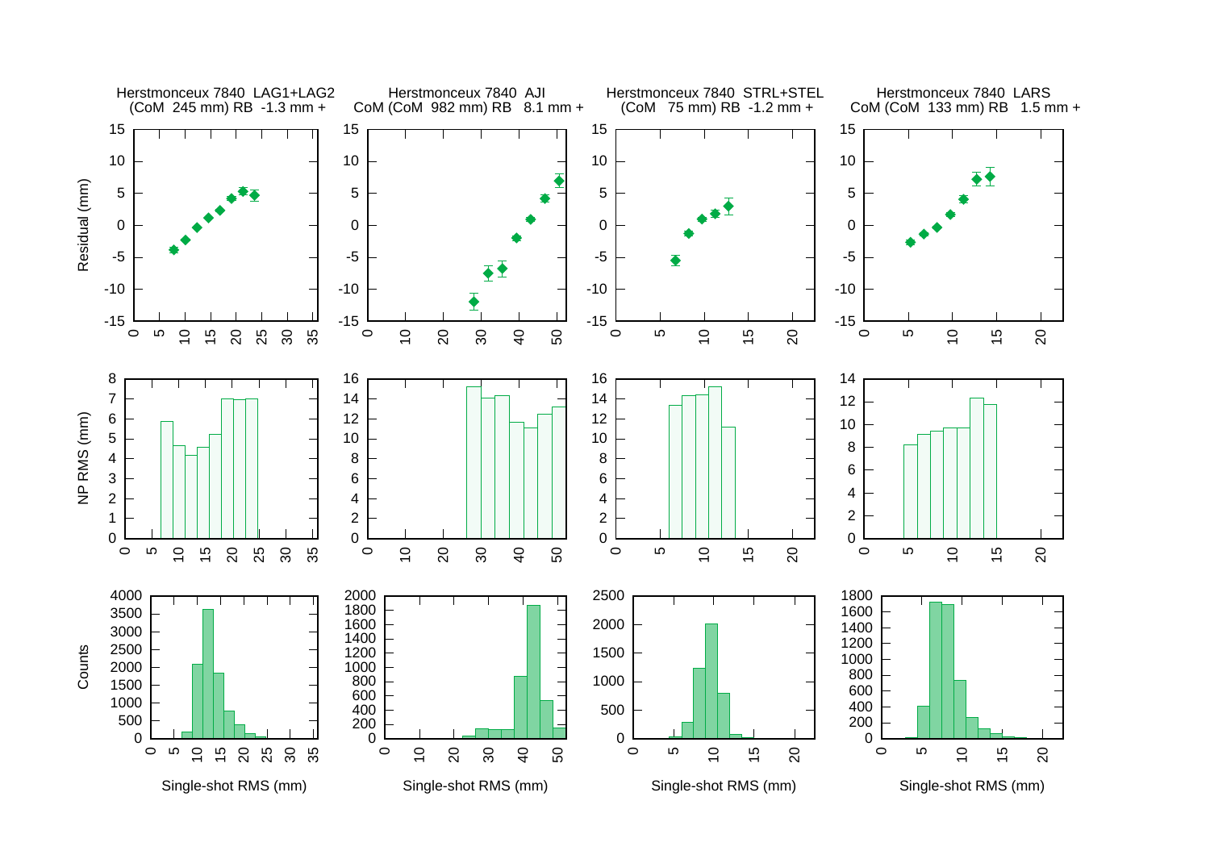Herstmonceux 7840 LAG1+LAG2 (CoM 245 mm) RB -1.3 mm +

Herstmonceux 7840 AJI CoM (CoM 982 mm) RB 8.1 mm +

Herstmonceux 7840 STRL+STEL (CoM 75 mm) RB -1.2 mm +

Herstmonceux 7840 LARS CoM (CoM 133 mm) RB 1.5 mm +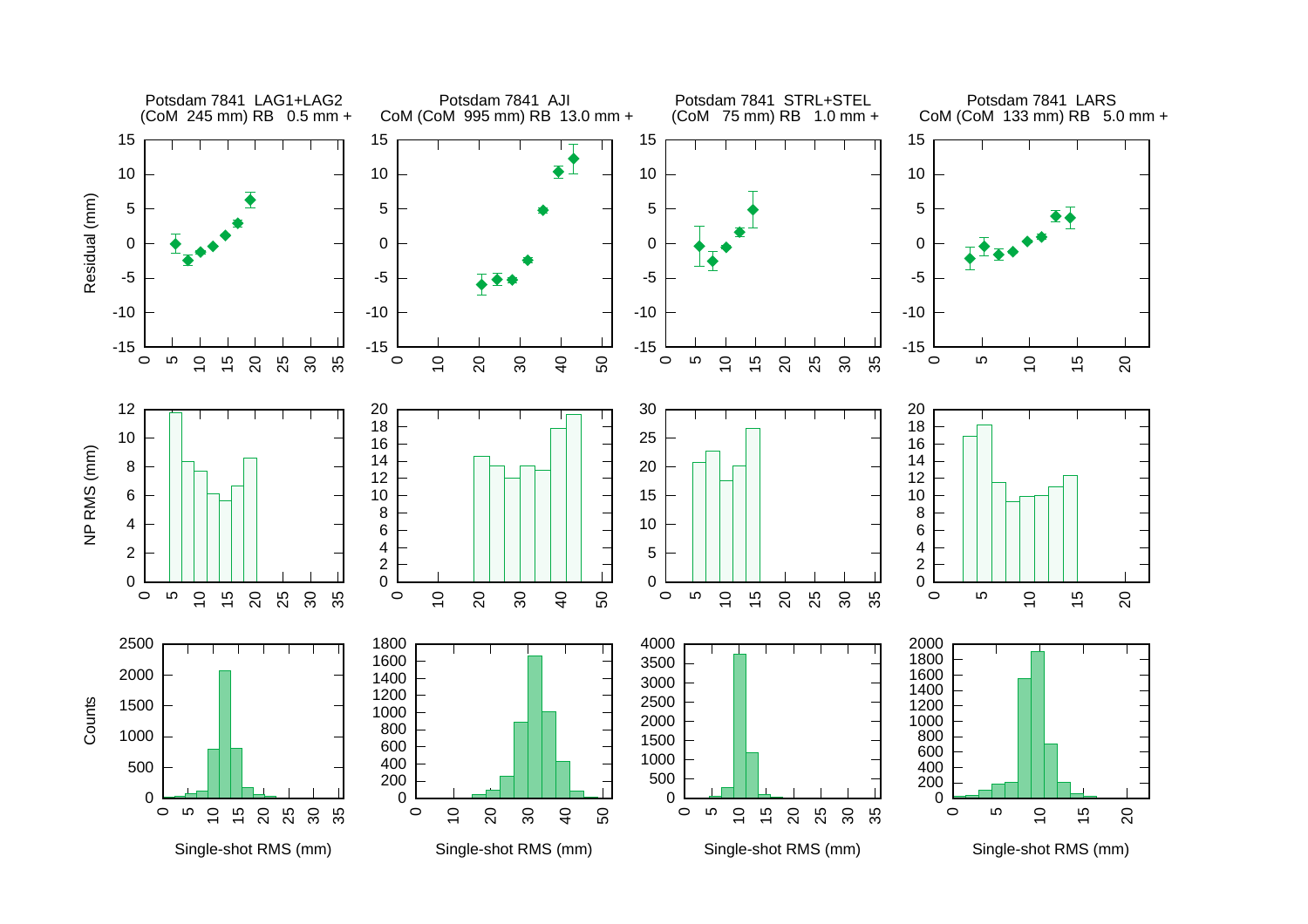Potsdam 7841 LAG1+LAG2
(CoM 245 mm) RB 0.5 mm +

Potsdam 7841 AJI
CoM (CoM 995 mm) RB 13.0 mm +

Potsdam 7841 STRL+STEL
(CoM 75 mm) RB 1.0 mm +

Potsdam 7841 LARS
CoM (CoM 133 mm) RB 5.0 mm +

Residual (mm)

NP RMS (mm)

Counts

Single-shot RMS (mm)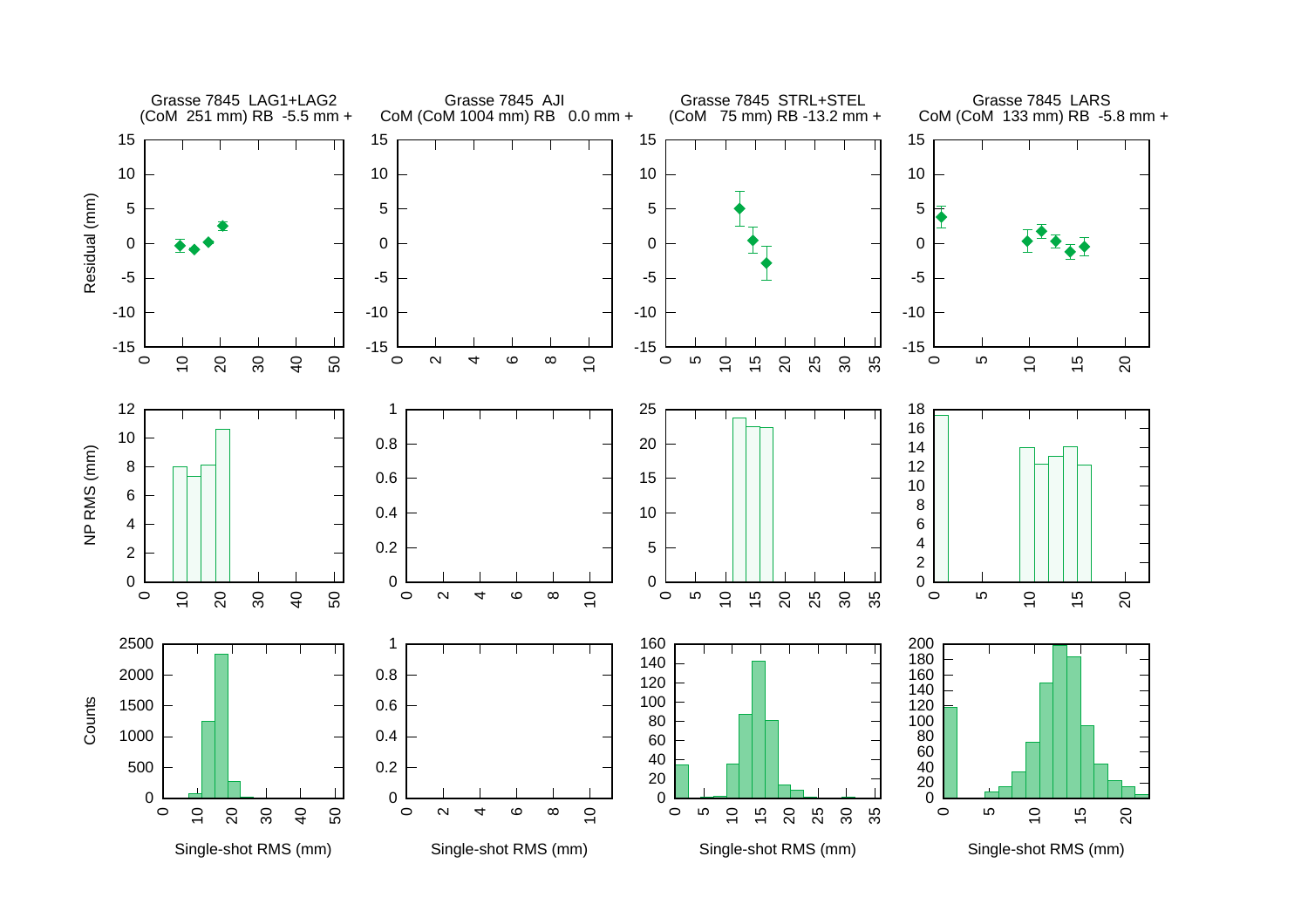Grasse 7845 LAG1+LAG2
(CoM 251 mm) RB -5.5 mm +

Grasse 7845 AJI
CoM (CoM 1004 mm) RB 0.0 mm +

Grasse 7845 STRL+STEL
(CoM 75 mm) RB -13.2 mm +

Grasse 7845 LARS
CoM (CoM 133 mm) RB -5.8 mm +

Residual (mm)

NP RMS (mm)

Counts

Single-shot RMS (mm)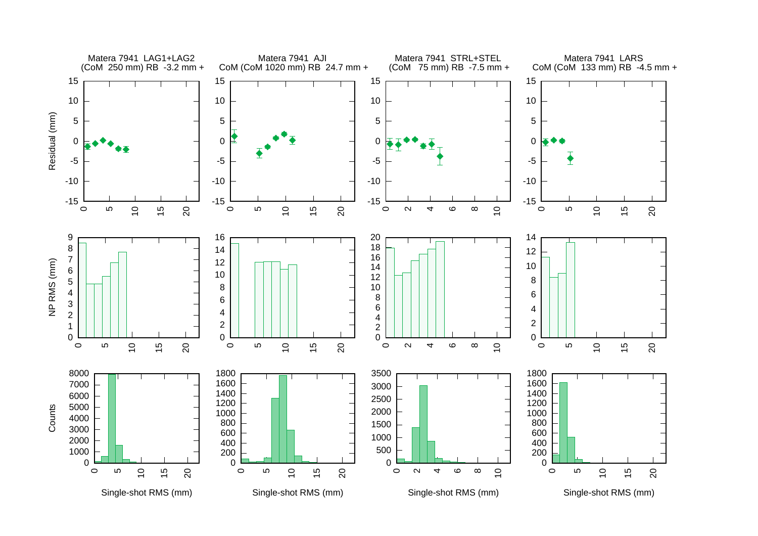Matera 7941 LAG1+LAG2
(CoM 250 mm) RB -3.2 mm +

Matera 7941 AJI
CoM (CoM 1020 mm) RB 24.7 mm +

Matera 7941 STRL+STEL
(CoM 75 mm) RB -7.5 mm +

Matera 7941 LARS
CoM (CoM 133 mm) RB -4.5 mm +

Residual (mm)

NP RMS (mm)

Counts

Single-shot RMS (mm)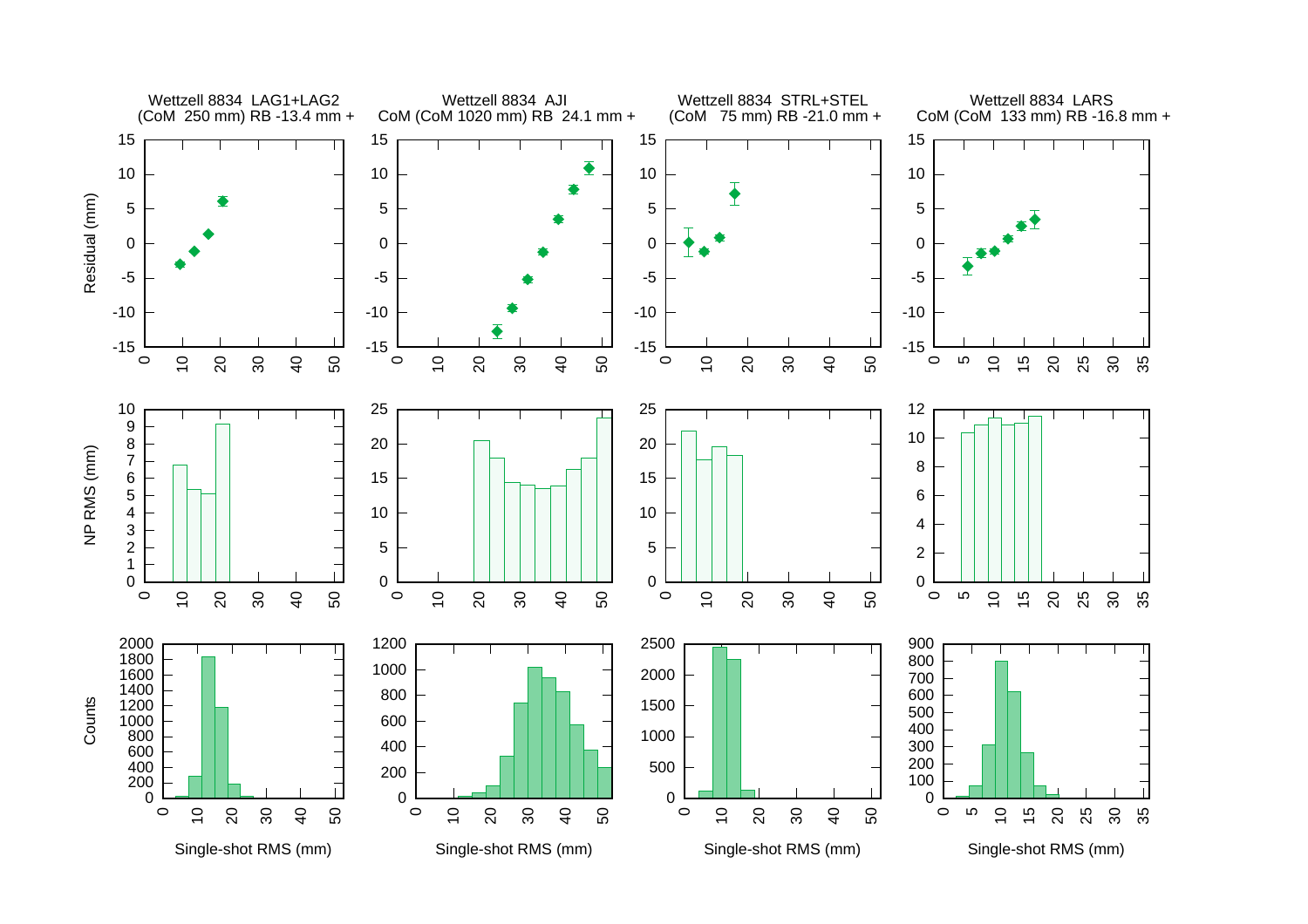Wettzell 8834 LAG1+LAG2
(CoM 250 mm) RB -13.4 mm +

Wettzell 8834 AJI
CoM (CoM 1020 mm) RB 24.1 mm +

Wettzell 8834 STRL+STEL
(CoM 75 mm) RB -21.0 mm +

Wettzell 8834 LARS
CoM (CoM 133 mm) RB -16.8 mm +

Residual (mm)

NP RMS (mm)

Counts

Single-shot RMS (mm)